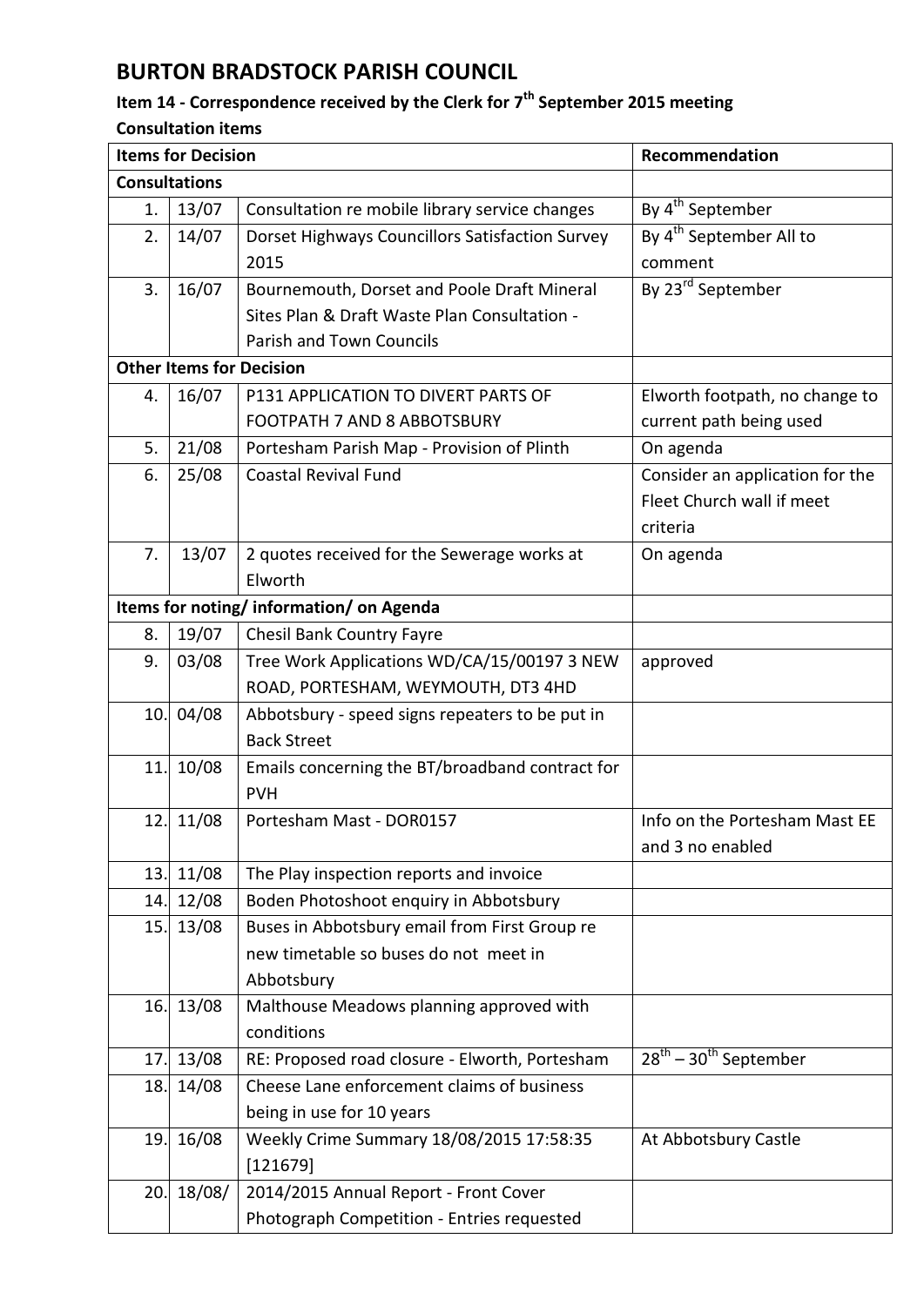# BURTON BRADSTOCK PARISH COUNCIL

## Item 14 - Correspondence received by the Clerk for 7th September 2015 meeting

**Consultation items**

| Items for Decision | | | Recommendation |
|---|---|---|---|
| **Consultations** | | | |
| 1. | 13/07 | Consultation re mobile library service changes | By 4th September |
| 2. | 14/07 | Dorset Highways Councillors Satisfaction Survey 2015 | By 4th September All to comment |
| 3. | 16/07 | Bournemouth, Dorset and Poole Draft Mineral Sites Plan & Draft Waste Plan Consultation - Parish and Town Councils | By 23rd September |
| **Other Items for Decision** | | | |
| 4. | 16/07 | P131 APPLICATION TO DIVERT PARTS OF FOOTPATH 7 AND 8 ABBOTSBURY | Elworth footpath, no change to current path being used |
| 5. | 21/08 | Portesham Parish Map - Provision of Plinth | On agenda |
| 6. | 25/08 | Coastal Revival Fund | Consider an application for the Fleet Church wall if meet criteria |
| 7. | 13/07 | 2 quotes received for the Sewerage works at Elworth | On agenda |
| **Items for noting/ information/ on Agenda** | | | |
| 8. | 19/07 | Chesil Bank Country Fayre | |
| 9. | 03/08 | Tree Work Applications WD/CA/15/00197 3 NEW ROAD, PORTESHAM, WEYMOUTH, DT3 4HD | approved |
| 10. | 04/08 | Abbotsbury - speed signs repeaters to be put in Back Street | |
| 11. | 10/08 | Emails concerning the BT/broadband contract for PVH | |
| 12. | 11/08 | Portesham Mast - DOR0157 | Info on the Portesham Mast EE and 3 no enabled |
| 13. | 11/08 | The Play inspection reports and invoice | |
| 14. | 12/08 | Boden Photoshoot enquiry in Abbotsbury | |
| 15. | 13/08 | Buses in Abbotsbury email from First Group re new timetable so buses do not meet in Abbotsbury | |
| 16. | 13/08 | Malthouse Meadows planning approved with conditions | |
| 17. | 13/08 | RE: Proposed road closure - Elworth, Portesham | 28th – 30th September |
| 18. | 14/08 | Cheese Lane enforcement claims of business being in use for 10 years | |
| 19. | 16/08 | Weekly Crime Summary 18/08/2015 17:58:35 [121679] | At Abbotsbury Castle |
| 20. | 18/08/ | 2014/2015 Annual Report - Front Cover Photograph Competition - Entries requested | |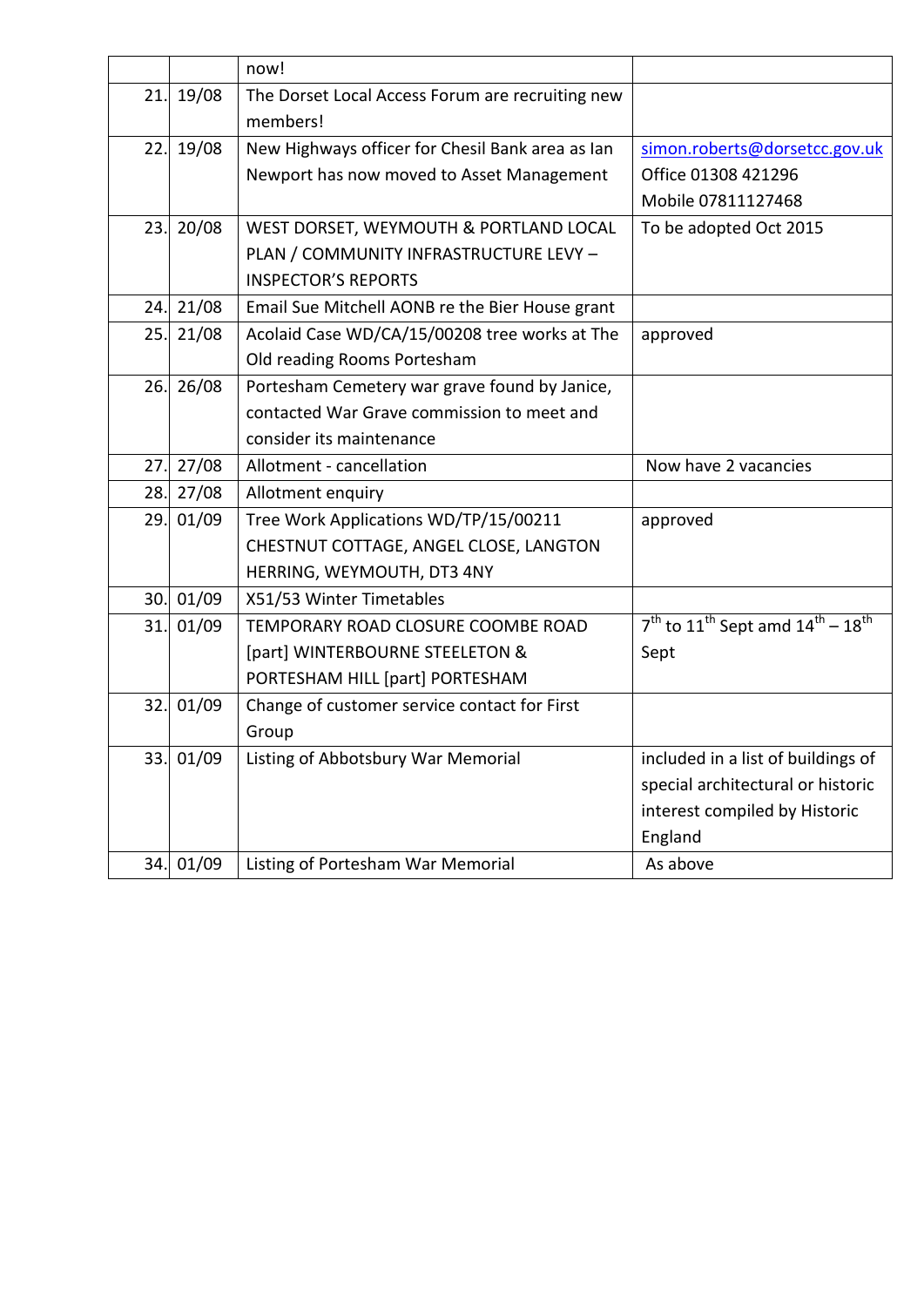| | | | |
|---|---|---|---|
| | | now! | |
| 21. | 19/08 | The Dorset Local Access Forum are recruiting new members! | |
| 22. | 19/08 | New Highways officer for Chesil Bank area as Ian Newport has now moved to Asset Management | simon.roberts@dorsetcc.gov.uk Office 01308 421296 Mobile 07811127468 |
| 23. | 20/08 | WEST DORSET, WEYMOUTH & PORTLAND LOCAL PLAN / COMMUNITY INFRASTRUCTURE LEVY – INSPECTOR'S REPORTS | To be adopted Oct 2015 |
| 24. | 21/08 | Email Sue Mitchell AONB re the Bier House grant | |
| 25. | 21/08 | Acolaid Case WD/CA/15/00208 tree works at The Old reading Rooms Portesham | approved |
| 26. | 26/08 | Portesham Cemetery war grave found by Janice, contacted War Grave commission to meet and consider its maintenance | |
| 27. | 27/08 | Allotment - cancellation | Now have 2 vacancies |
| 28. | 27/08 | Allotment enquiry | |
| 29. | 01/09 | Tree Work Applications WD/TP/15/00211 CHESTNUT COTTAGE, ANGEL CLOSE, LANGTON HERRING, WEYMOUTH, DT3 4NY | approved |
| 30. | 01/09 | X51/53 Winter Timetables | |
| 31. | 01/09 | TEMPORARY ROAD CLOSURE COOMBE ROAD [part] WINTERBOURNE STEELETON & PORTESHAM HILL [part] PORTESHAM | 7th to 11th Sept amd 14th – 18th Sept |
| 32. | 01/09 | Change of customer service contact for First Group | |
| 33. | 01/09 | Listing of Abbotsbury War Memorial | included in a list of buildings of special architectural or historic interest compiled by Historic England |
| 34. | 01/09 | Listing of Portesham War Memorial | As above |